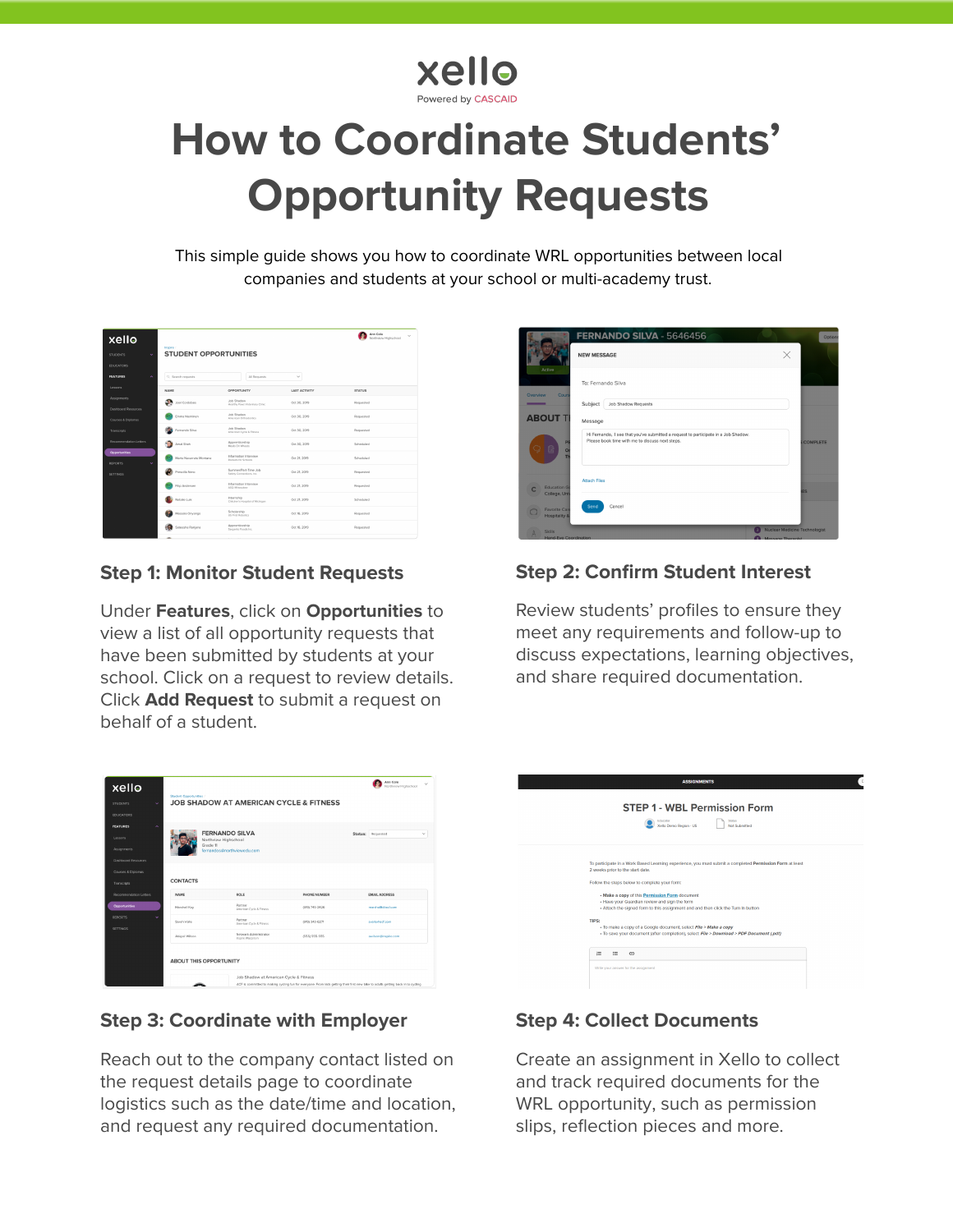xello

Powered by CASCAID

# How to Coordinate Students' Opportunity Requests

This simple guide shows you how to coordinate WRL opportunities between local companies and students at your school or multi-academy trust.

## Step 1: Monitor Student Requests

Under **Features**, click on **Opportunities** to view a list of all opportunity requests that have been submitted by students at your school. Click on a request to review details. Click **Add Request** to submit a request on behalf of a student.

## Step 2: Confirm Student Interest

Review students' profiles to ensure they meet any requirements and follow-up to discuss expectations, learning objectives, and share required documentation.

## Step 3: Coordinate with Employer

Reach out to the company contact listed on the request details page to coordinate logistics such as the date/time and location, and request any required documentation.

## Step 4: Collect Documents

Create an assignment in Xello to collect and track required documents for the WRL opportunity, such as permission slips, reflection pieces and more.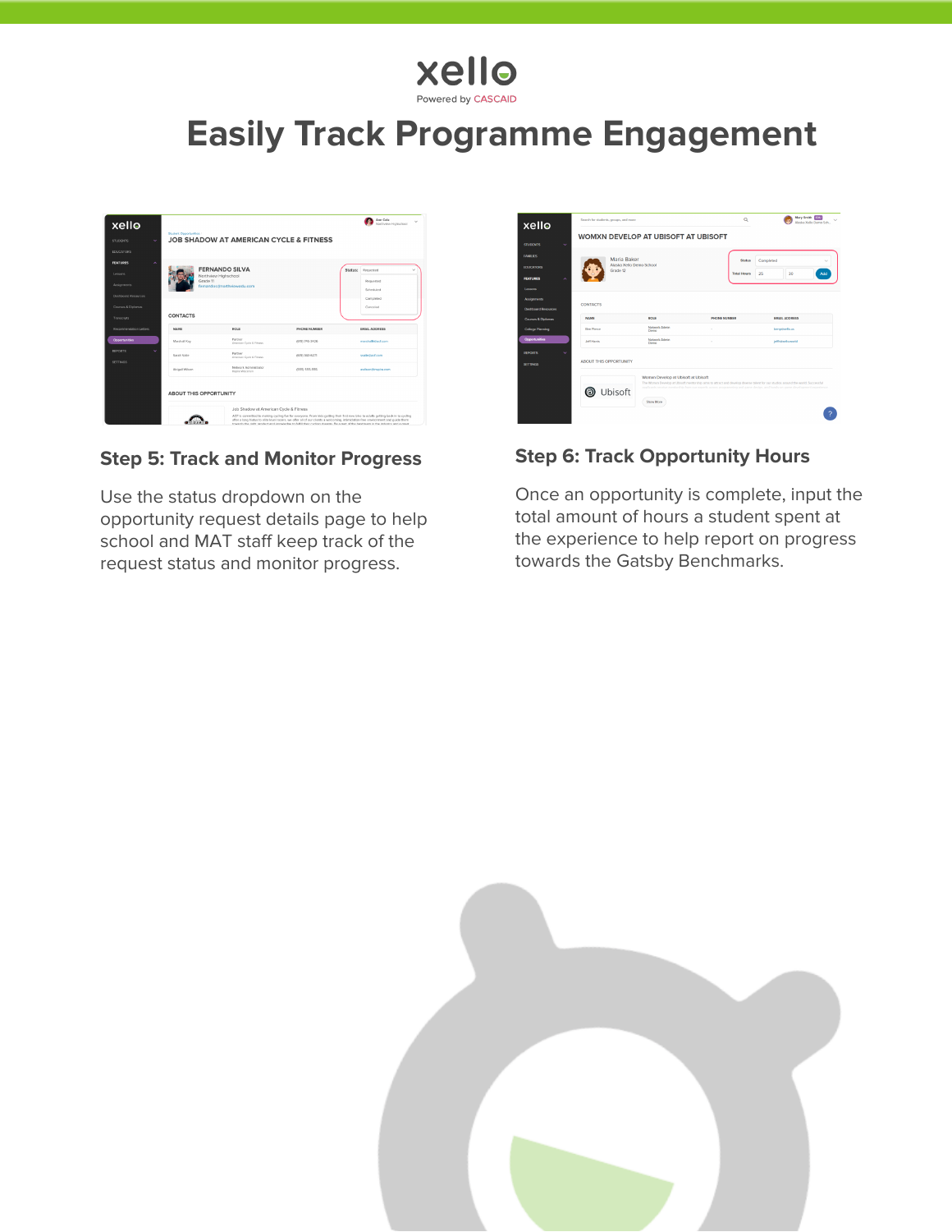xello

Powered by CASCAID

# Easily Track Programme Engagement

## Step 5: Track and Monitor Progress

Use the status dropdown on the opportunity request details page to help school and MAT staff keep track of the request status and monitor progress.

## Step 6: Track Opportunity Hours

Once an opportunity is complete, input the total amount of hours a student spent at the experience to help report on progress towards the Gatsby Benchmarks.